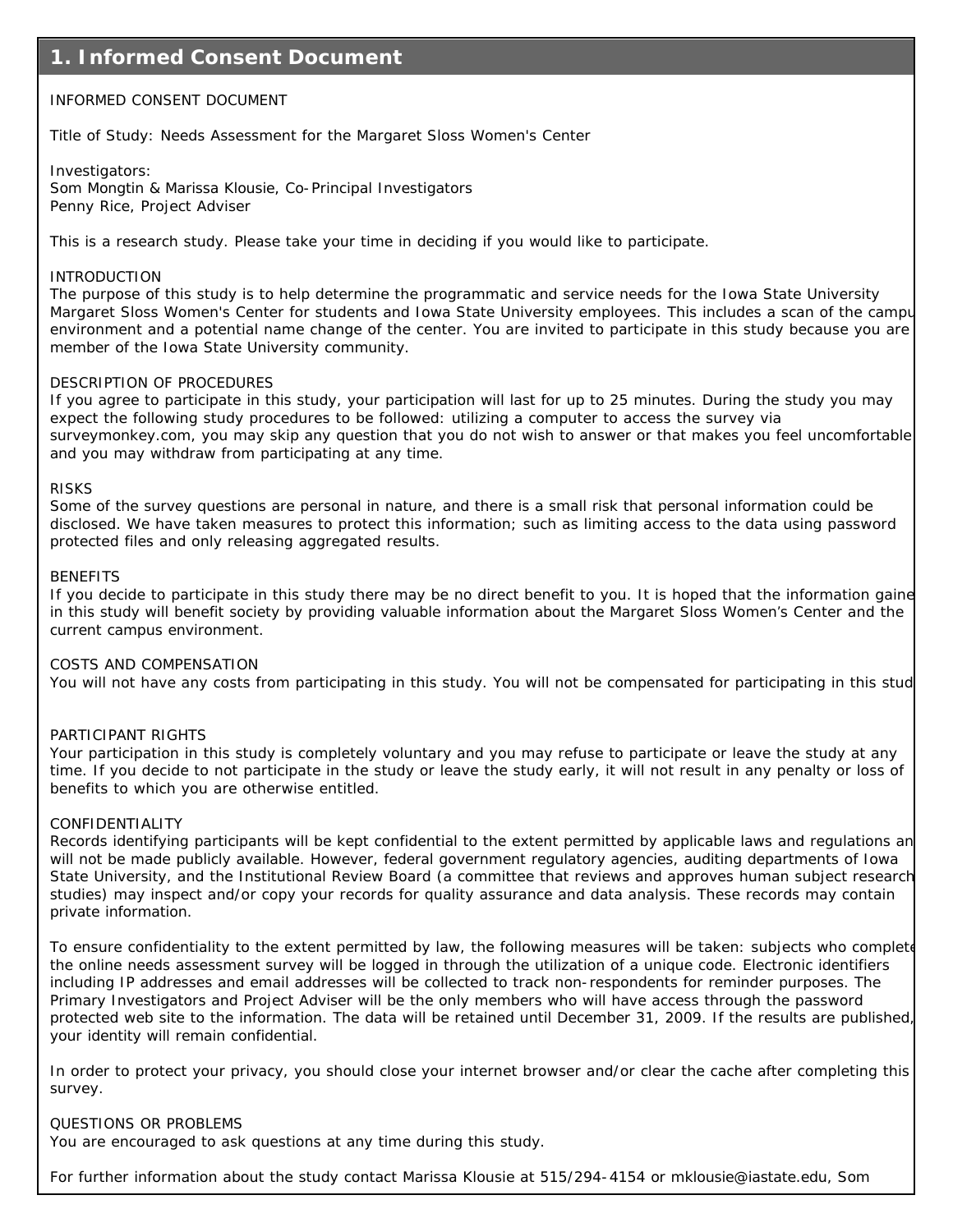## 1. Informed Consent Document

INFORMED CONSENT DOCUMENT

Title of Study: Needs Assessment for the Margaret Sloss Women's Center

Investigators:
Som Mongtin & Marissa Klousie, Co-Principal Investigators
Penny Rice, Project Adviser

This is a research study. Please take your time in deciding if you would like to participate.

INTRODUCTION
The purpose of this study is to help determine the programmatic and service needs for the Iowa State University Margaret Sloss Women's Center for students and Iowa State University employees. This includes a scan of the campu environment and a potential name change of the center. You are invited to participate in this study because you are member of the Iowa State University community.

DESCRIPTION OF PROCEDURES
If you agree to participate in this study, your participation will last for up to 25 minutes. During the study you may expect the following study procedures to be followed: utilizing a computer to access the survey via surveymonkey.com, you may skip any question that you do not wish to answer or that makes you feel uncomfortable and you may withdraw from participating at any time.

RISKS
Some of the survey questions are personal in nature, and there is a small risk that personal information could be disclosed. We have taken measures to protect this information; such as limiting access to the data using password protected files and only releasing aggregated results.

BENEFITS
If you decide to participate in this study there may be no direct benefit to you. It is hoped that the information gaine in this study will benefit society by providing valuable information about the Margaret Sloss Women's Center and the current campus environment.

COSTS AND COMPENSATION
You will not have any costs from participating in this study. You will not be compensated for participating in this stud

PARTICIPANT RIGHTS
Your participation in this study is completely voluntary and you may refuse to participate or leave the study at any time. If you decide to not participate in the study or leave the study early, it will not result in any penalty or loss of benefits to which you are otherwise entitled.

CONFIDENTIALITY
Records identifying participants will be kept confidential to the extent permitted by applicable laws and regulations an will not be made publicly available. However, federal government regulatory agencies, auditing departments of Iowa State University, and the Institutional Review Board (a committee that reviews and approves human subject research studies) may inspect and/or copy your records for quality assurance and data analysis. These records may contain private information.

To ensure confidentiality to the extent permitted by law, the following measures will be taken: subjects who complete the online needs assessment survey will be logged in through the utilization of a unique code. Electronic identifiers including IP addresses and email addresses will be collected to track non-respondents for reminder purposes. The Primary Investigators and Project Adviser will be the only members who will have access through the password protected web site to the information. The data will be retained until December 31, 2009. If the results are published, your identity will remain confidential.

In order to protect your privacy, you should close your internet browser and/or clear the cache after completing this survey.

QUESTIONS OR PROBLEMS
You are encouraged to ask questions at any time during this study.

For further information about the study contact Marissa Klousie at 515/294-4154 or mklousie@iastate.edu, Som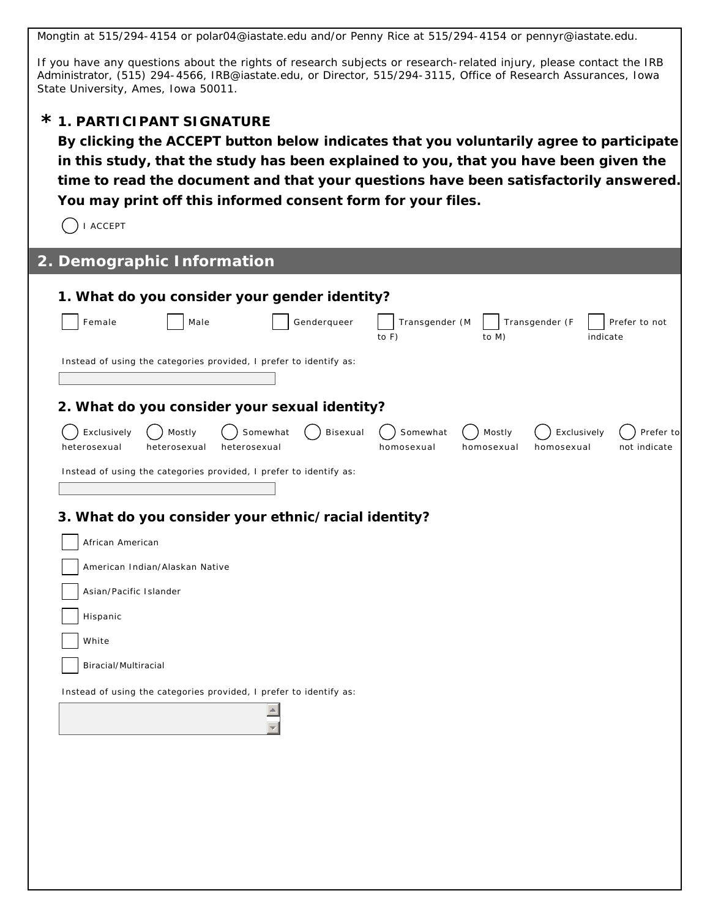Mongtin at 515/294-4154 or polar04@iastate.edu and/or Penny Rice at 515/294-4154 or pennyr@iastate.edu.

If you have any questions about the rights of research subjects or research-related injury, please contact the IRB Administrator, (515) 294-4566, IRB@iastate.edu, or Director, 515/294-3115, Office of Research Assurances, Iowa State University, Ames, Iowa 50011.

**\* 1. PARTICIPANT SIGNATURE**

**By clicking the ACCEPT button below indicates that you voluntarily agree to participate in this study, that the study has been explained to you, that you have been given the time to read the document and that your questions have been satisfactorily answered. You may print off this informed consent form for your files.**

( ) I ACCEPT

## 2. Demographic Information

**1. What do you consider your gender identity?**

- [ ] Female
- [ ] Male
- [ ] Genderqueer
- [ ] Transgender (M to F)
- [ ] Transgender (F to M)
- [ ] Prefer to not indicate

Instead of using the categories provided, I prefer to identify as:

**2. What do you consider your sexual identity?**

- ( ) Exclusively heterosexual
- ( ) Mostly heterosexual
- ( ) Somewhat heterosexual
- ( ) Bisexual
- ( ) Somewhat homosexual
- ( ) Mostly homosexual
- ( ) Exclusively homosexual
- ( ) Prefer to not indicate

Instead of using the categories provided, I prefer to identify as:

**3. What do you consider your ethnic/racial identity?**

- [ ] African American
- [ ] American Indian/Alaskan Native
- [ ] Asian/Pacific Islander
- [ ] Hispanic
- [ ] White
- [ ] Biracial/Multiracial

Instead of using the categories provided, I prefer to identify as: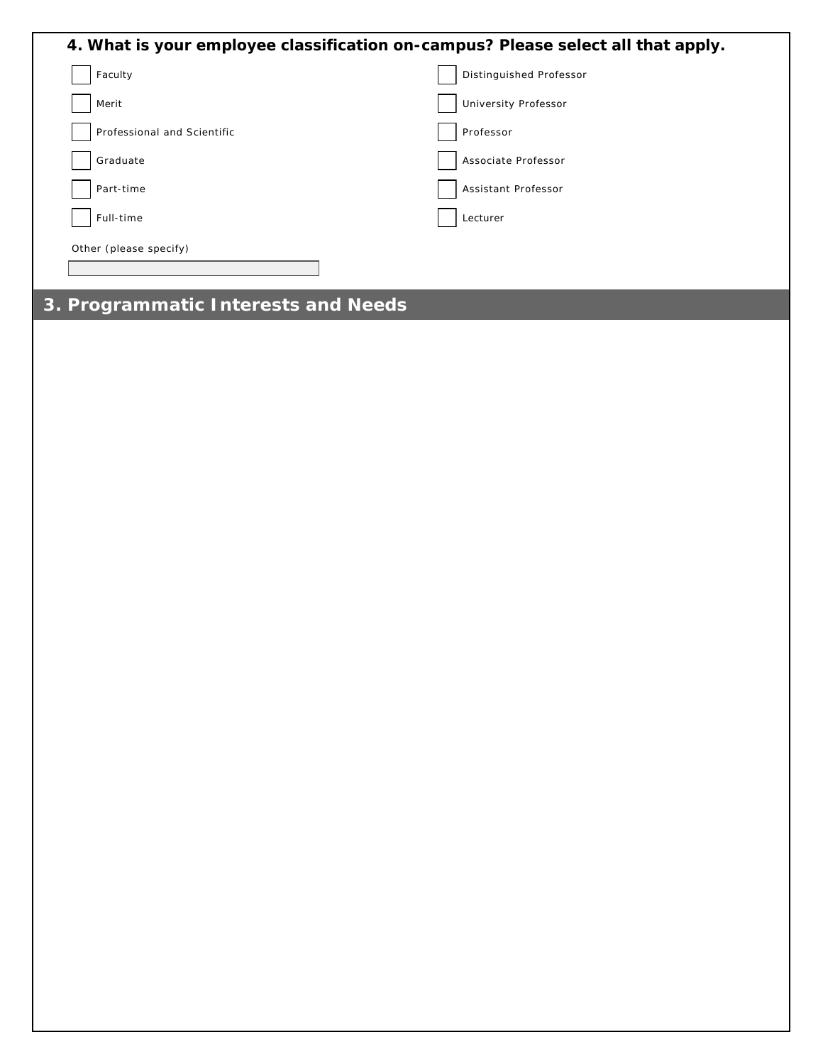**4. What is your employee classification on-campus? Please select all that apply.**

- [ ] Faculty
- [ ] Merit
- [ ] Professional and Scientific
- [ ] Graduate
- [ ] Part-time
- [ ] Full-time
- [ ] Distinguished Professor
- [ ] University Professor
- [ ] Professor
- [ ] Associate Professor
- [ ] Assistant Professor
- [ ] Lecturer

Other (please specify)

______________________

## 3. Programmatic Interests and Needs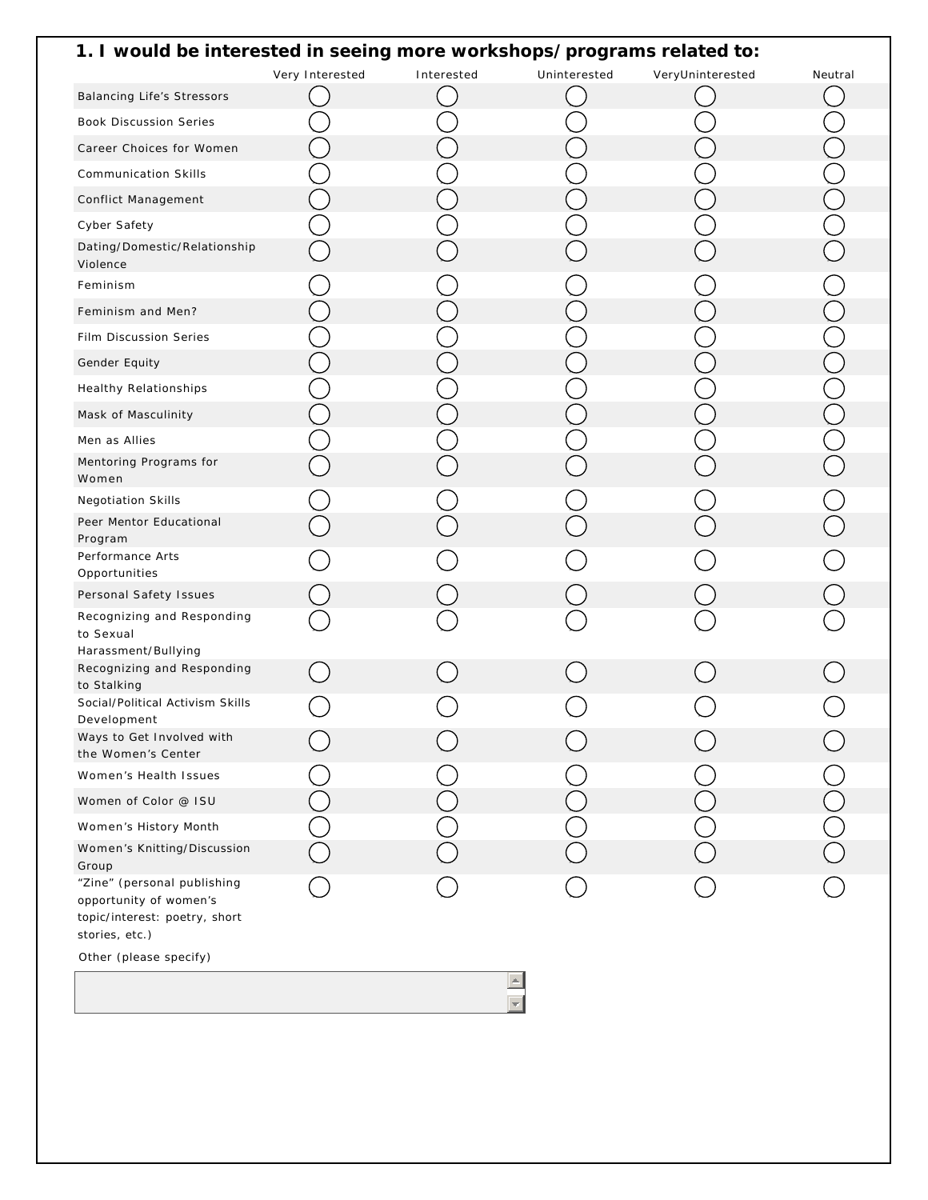## 1. I would be interested in seeing more workshops/programs related to:

| | Very Interested | Interested | Uninterested | VeryUninterested | Neutral |
|---|---|---|---|---|---|
| Balancing Life's Stressors | ◯ | ◯ | ◯ | ◯ | ◯ |
| Book Discussion Series | ◯ | ◯ | ◯ | ◯ | ◯ |
| Career Choices for Women | ◯ | ◯ | ◯ | ◯ | ◯ |
| Communication Skills | ◯ | ◯ | ◯ | ◯ | ◯ |
| Conflict Management | ◯ | ◯ | ◯ | ◯ | ◯ |
| Cyber Safety | ◯ | ◯ | ◯ | ◯ | ◯ |
| Dating/Domestic/Relationship Violence | ◯ | ◯ | ◯ | ◯ | ◯ |
| Feminism | ◯ | ◯ | ◯ | ◯ | ◯ |
| Feminism and Men? | ◯ | ◯ | ◯ | ◯ | ◯ |
| Film Discussion Series | ◯ | ◯ | ◯ | ◯ | ◯ |
| Gender Equity | ◯ | ◯ | ◯ | ◯ | ◯ |
| Healthy Relationships | ◯ | ◯ | ◯ | ◯ | ◯ |
| Mask of Masculinity | ◯ | ◯ | ◯ | ◯ | ◯ |
| Men as Allies | ◯ | ◯ | ◯ | ◯ | ◯ |
| Mentoring Programs for Women | ◯ | ◯ | ◯ | ◯ | ◯ |
| Negotiation Skills | ◯ | ◯ | ◯ | ◯ | ◯ |
| Peer Mentor Educational Program | ◯ | ◯ | ◯ | ◯ | ◯ |
| Performance Arts Opportunities | ◯ | ◯ | ◯ | ◯ | ◯ |
| Personal Safety Issues | ◯ | ◯ | ◯ | ◯ | ◯ |
| Recognizing and Responding to Sexual Harassment/Bullying | ◯ | ◯ | ◯ | ◯ | ◯ |
| Recognizing and Responding to Stalking | ◯ | ◯ | ◯ | ◯ | ◯ |
| Social/Political Activism Skills Development | ◯ | ◯ | ◯ | ◯ | ◯ |
| Ways to Get Involved with the Women's Center | ◯ | ◯ | ◯ | ◯ | ◯ |
| Women's Health Issues | ◯ | ◯ | ◯ | ◯ | ◯ |
| Women of Color @ ISU | ◯ | ◯ | ◯ | ◯ | ◯ |
| Women's History Month | ◯ | ◯ | ◯ | ◯ | ◯ |
| Women's Knitting/Discussion Group | ◯ | ◯ | ◯ | ◯ | ◯ |
| "Zine" (personal publishing opportunity of women's topic/interest: poetry, short stories, etc.) | ◯ | ◯ | ◯ | ◯ | ◯ |

Other (please specify)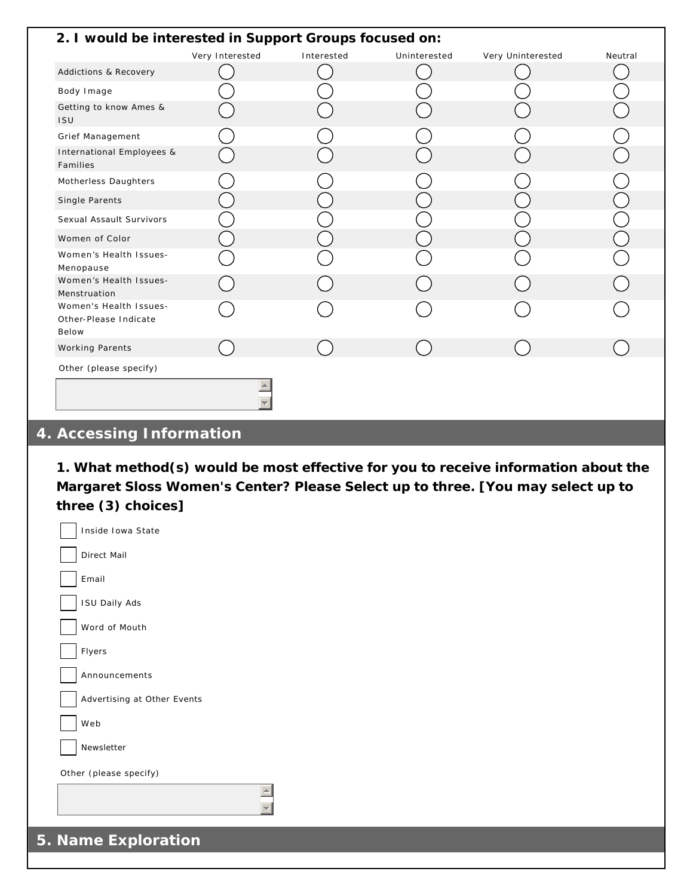**2. I would be interested in Support Groups focused on:**

| | Very Interested | Interested | Uninterested | Very Uninterested | Neutral |
|---|---|---|---|---|---|
| Addictions & Recovery | ◯ | ◯ | ◯ | ◯ | ◯ |
| Body Image | ◯ | ◯ | ◯ | ◯ | ◯ |
| Getting to know Ames & ISU | ◯ | ◯ | ◯ | ◯ | ◯ |
| Grief Management | ◯ | ◯ | ◯ | ◯ | ◯ |
| International Employees & Families | ◯ | ◯ | ◯ | ◯ | ◯ |
| Motherless Daughters | ◯ | ◯ | ◯ | ◯ | ◯ |
| Single Parents | ◯ | ◯ | ◯ | ◯ | ◯ |
| Sexual Assault Survivors | ◯ | ◯ | ◯ | ◯ | ◯ |
| Women of Color | ◯ | ◯ | ◯ | ◯ | ◯ |
| Women's Health Issues-Menopause | ◯ | ◯ | ◯ | ◯ | ◯ |
| Women's Health Issues-Menstruation | ◯ | ◯ | ◯ | ◯ | ◯ |
| Women's Health Issues-Other-Please Indicate Below | ◯ | ◯ | ◯ | ◯ | ◯ |
| Working Parents | ◯ | ◯ | ◯ | ◯ | ◯ |

Other (please specify)

## 4. Accessing Information

**1. What method(s) would be most effective for you to receive information about the Margaret Sloss Women's Center? Please Select up to three. [You may select up to three (3) choices]**

- ☐ Inside Iowa State
- ☐ Direct Mail
- ☐ Email
- ☐ ISU Daily Ads
- ☐ Word of Mouth
- ☐ Flyers
- ☐ Announcements
- ☐ Advertising at Other Events
- ☐ Web
- ☐ Newsletter

Other (please specify)

## 5. Name Exploration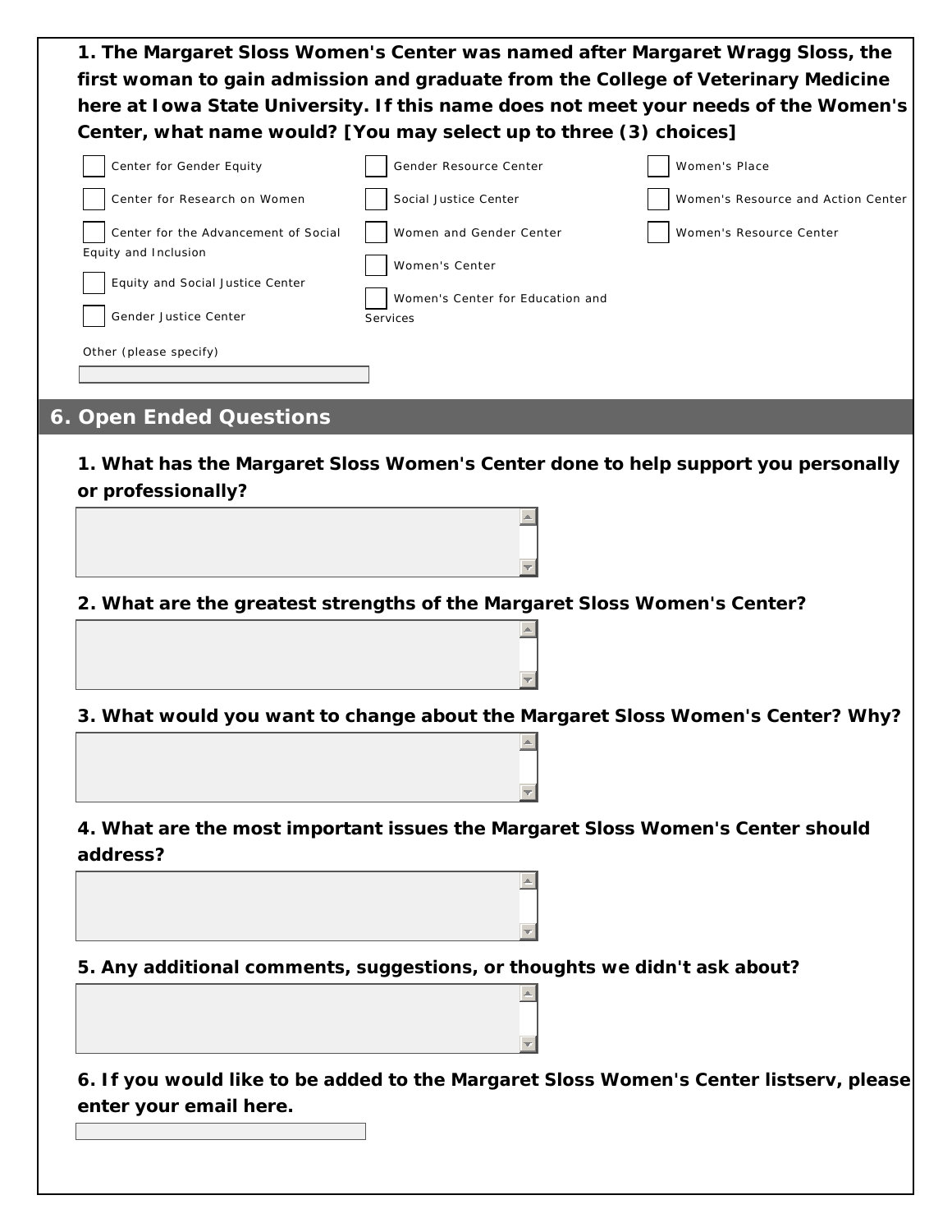**1. The Margaret Sloss Women's Center was named after Margaret Wragg Sloss, the first woman to gain admission and graduate from the College of Veterinary Medicine here at Iowa State University. If this name does not meet your needs of the Women's Center, what name would? [You may select up to three (3) choices]**

- [ ] Center for Gender Equity
- [ ] Center for Research on Women
- [ ] Center for the Advancement of Social Equity and Inclusion
- [ ] Equity and Social Justice Center
- [ ] Gender Justice Center
- [ ] Gender Resource Center
- [ ] Social Justice Center
- [ ] Women and Gender Center
- [ ] Women's Center
- [ ] Women's Center for Education and Services
- [ ] Women's Place
- [ ] Women's Resource and Action Center
- [ ] Women's Resource Center

Other (please specify)

## 6. Open Ended Questions

**1. What has the Margaret Sloss Women's Center done to help support you personally or professionally?**

**2. What are the greatest strengths of the Margaret Sloss Women's Center?**

**3. What would you want to change about the Margaret Sloss Women's Center? Why?**

**4. What are the most important issues the Margaret Sloss Women's Center should address?**

**5. Any additional comments, suggestions, or thoughts we didn't ask about?**

**6. If you would like to be added to the Margaret Sloss Women's Center listserv, please enter your email here.**